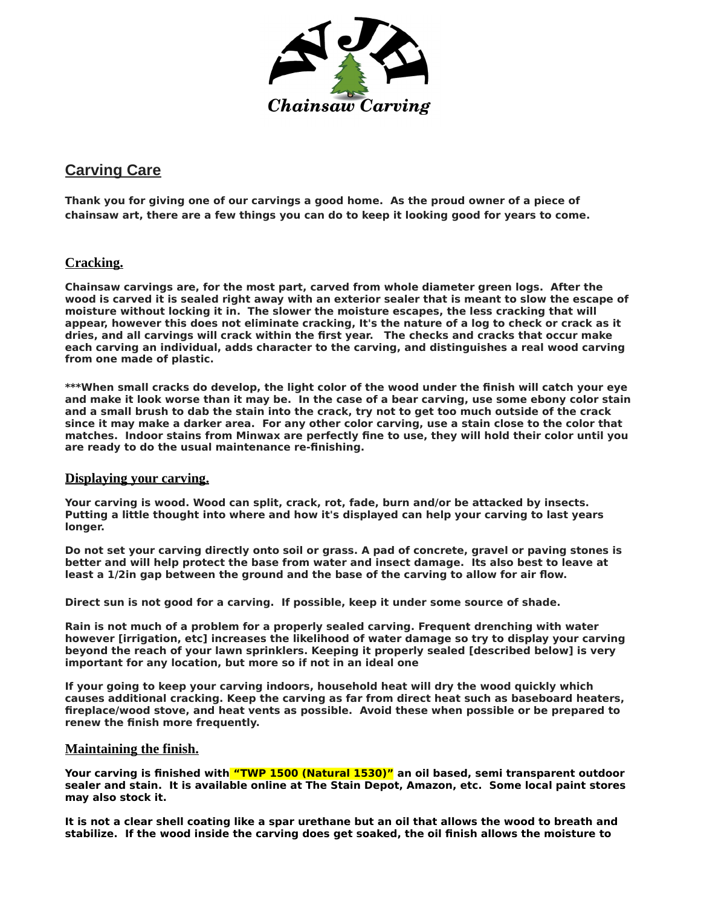WJH Chainsaw Carving

## Carving Care

**Thank you for giving one of our carvings a good home. As the proud owner of a piece of chainsaw art, there are a few things you can do to keep it looking good for years to come.**

### Cracking.

**Chainsaw carvings are, for the most part, carved from whole diameter green logs. After the wood is carved it is sealed right away with an exterior sealer that is meant to slow the escape of moisture without locking it in. The slower the moisture escapes, the less cracking that will appear, however this does not eliminate cracking, It's the nature of a log to check or crack as it dries, and all carvings will crack within the first year. The checks and cracks that occur make each carving an individual, adds character to the carving, and distinguishes a real wood carving from one made of plastic.**

**\*\*\*When small cracks do develop, the light color of the wood under the finish will catch your eye and make it look worse than it may be. In the case of a bear carving, use some ebony color stain and a small brush to dab the stain into the crack, try not to get too much outside of the crack since it may make a darker area. For any other color carving, use a stain close to the color that matches. Indoor stains from Minwax are perfectly fine to use, they will hold their color until you are ready to do the usual maintenance re-finishing.**

### Displaying your carving.

**Your carving is wood. Wood can split, crack, rot, fade, burn and/or be attacked by insects. Putting a little thought into where and how it's displayed can help your carving to last years longer.**

**Do not set your carving directly onto soil or grass. A pad of concrete, gravel or paving stones is better and will help protect the base from water and insect damage. Its also best to leave at least a 1/2in gap between the ground and the base of the carving to allow for air flow.**

**Direct sun is not good for a carving. If possible, keep it under some source of shade.**

**Rain is not much of a problem for a properly sealed carving. Frequent drenching with water however [irrigation, etc] increases the likelihood of water damage so try to display your carving beyond the reach of your lawn sprinklers. Keeping it properly sealed [described below] is very important for any location, but more so if not in an ideal one**

**If your going to keep your carving indoors, household heat will dry the wood quickly which causes additional cracking. Keep the carving as far from direct heat such as baseboard heaters, fireplace/wood stove, and heat vents as possible. Avoid these when possible or be prepared to renew the finish more frequently.**

### Maintaining the finish.

**Your carving is finished with "TWP 1500 (Natural 1530)" an oil based, semi transparent outdoor sealer and stain. It is available online at The Stain Depot, Amazon, etc. Some local paint stores may also stock it.**

**It is not a clear shell coating like a spar urethane but an oil that allows the wood to breath and stabilize. If the wood inside the carving does get soaked, the oil finish allows the moisture to**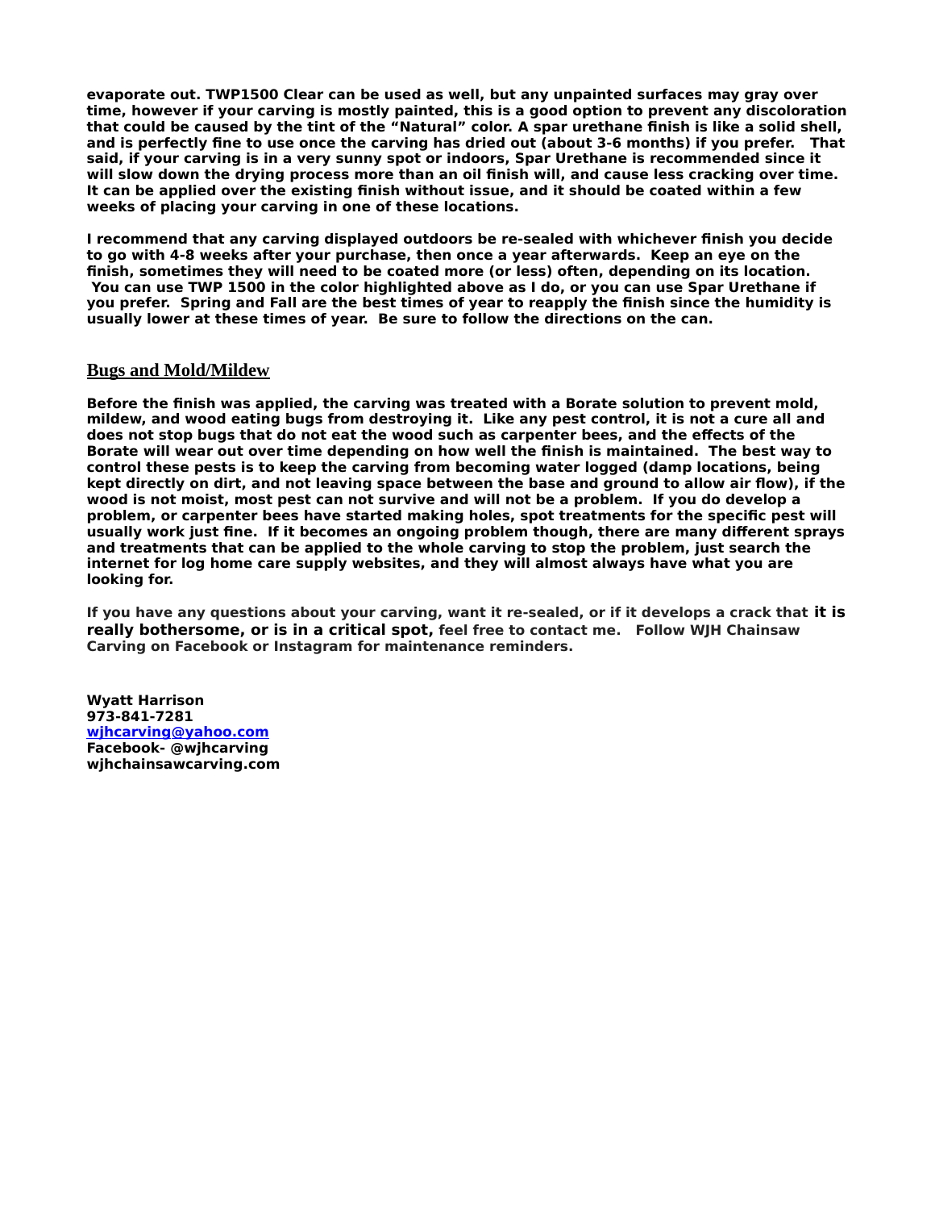**evaporate out. TWP1500 Clear can be used as well, but any unpainted surfaces may gray over time, however if your carving is mostly painted, this is a good option to prevent any discoloration that could be caused by the tint of the "Natural" color. A spar urethane finish is like a solid shell, and is perfectly fine to use once the carving has dried out (about 3-6 months) if you prefer. That said, if your carving is in a very sunny spot or indoors, Spar Urethane is recommended since it will slow down the drying process more than an oil finish will, and cause less cracking over time. It can be applied over the existing finish without issue, and it should be coated within a few weeks of placing your carving in one of these locations.**

**I recommend that any carving displayed outdoors be re-sealed with whichever finish you decide to go with 4-8 weeks after your purchase, then once a year afterwards. Keep an eye on the finish, sometimes they will need to be coated more (or less) often, depending on its location. You can use TWP 1500 in the color highlighted above as I do, or you can use Spar Urethane if you prefer. Spring and Fall are the best times of year to reapply the finish since the humidity is usually lower at these times of year. Be sure to follow the directions on the can.**

## Bugs and Mold/Mildew

**Before the finish was applied, the carving was treated with a Borate solution to prevent mold, mildew, and wood eating bugs from destroying it. Like any pest control, it is not a cure all and does not stop bugs that do not eat the wood such as carpenter bees, and the effects of the Borate will wear out over time depending on how well the finish is maintained. The best way to control these pests is to keep the carving from becoming water logged (damp locations, being kept directly on dirt, and not leaving space between the base and ground to allow air flow), if the wood is not moist, most pest can not survive and will not be a problem. If you do develop a problem, or carpenter bees have started making holes, spot treatments for the specific pest will usually work just fine. If it becomes an ongoing problem though, there are many different sprays and treatments that can be applied to the whole carving to stop the problem, just search the internet for log home care supply websites, and they will almost always have what you are looking for.**

**If you have any questions about your carving, want it re-sealed, or if it develops a crack that it is really bothersome, or is in a critical spot, feel free to contact me. Follow WJH Chainsaw Carving on Facebook or Instagram for maintenance reminders.**

**Wyatt Harrison**
**973-841-7281**
**wjhcarving@yahoo.com**
**Facebook- @wjhcarving**
**wjhchainsawcarving.com**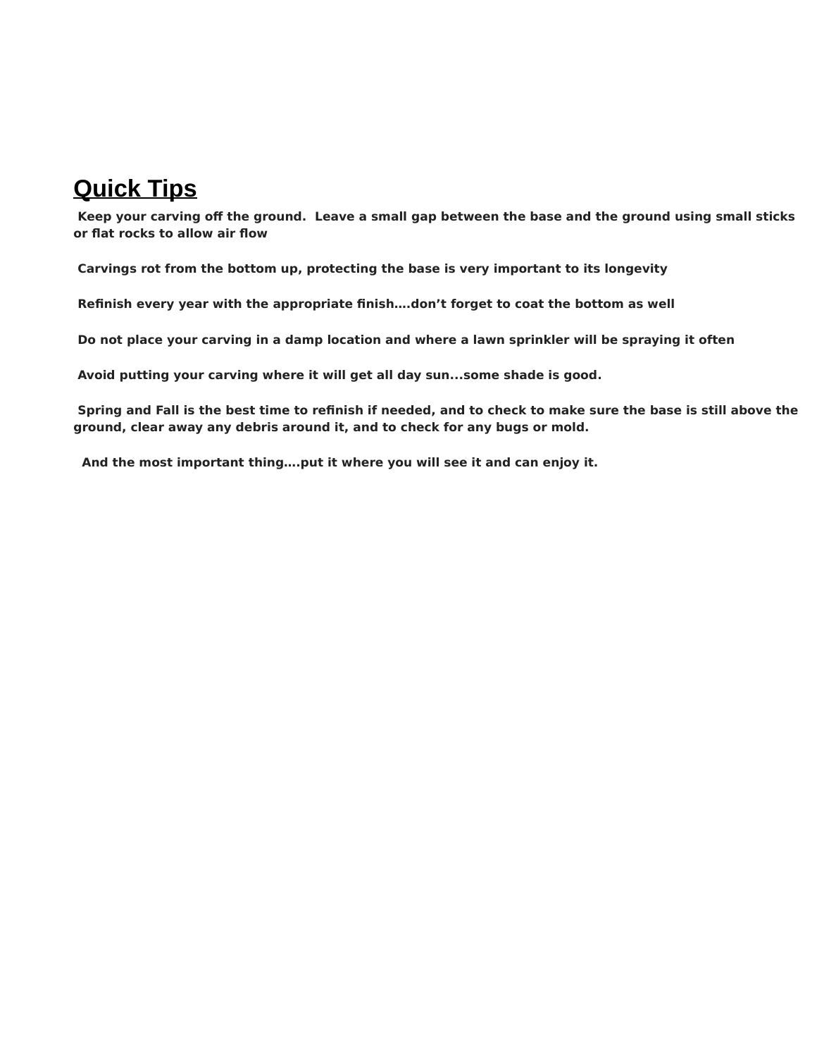# Quick Tips

**Keep your carving off the ground. Leave a small gap between the base and the ground using small sticks or flat rocks to allow air flow**

**Carvings rot from the bottom up, protecting the base is very important to its longevity**

**Refinish every year with the appropriate finish….don't forget to coat the bottom as well**

**Do not place your carving in a damp location and where a lawn sprinkler will be spraying it often**

**Avoid putting your carving where it will get all day sun...some shade is good.**

**Spring and Fall is the best time to refinish if needed, and to check to make sure the base is still above the ground, clear away any debris around it, and to check for any bugs or mold.**

**And the most important thing….put it where you will see it and can enjoy it.**